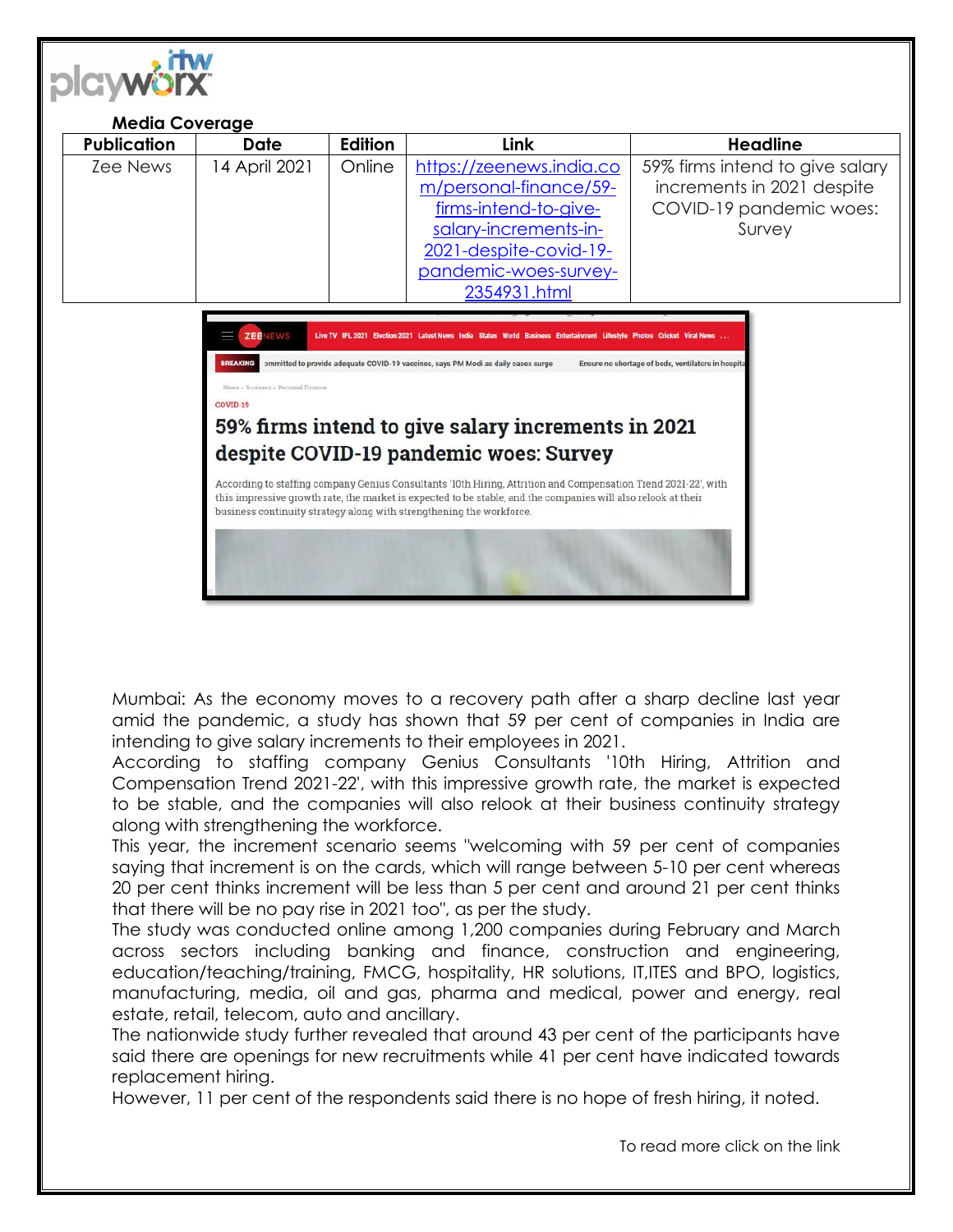**Media Coverage**

| Publication | Date | Edition | Link | Headline |
|---|---|---|---|---|
| Zee News | 14 April 2021 | Online | https://zeenews.india.com/personal-finance/59-firms-intend-to-give-salary-increments-in-2021-despite-covid-19-pandemic-woes-survey-2354931.html | 59% firms intend to give salary increments in 2021 despite COVID-19 pandemic woes: Survey |

Mumbai: As the economy moves to a recovery path after a sharp decline last year amid the pandemic, a study has shown that 59 per cent of companies in India are intending to give salary increments to their employees in 2021.

According to staffing company Genius Consultants '10th Hiring, Attrition and Compensation Trend 2021-22', with this impressive growth rate, the market is expected to be stable, and the companies will also relook at their business continuity strategy along with strengthening the workforce.

This year, the increment scenario seems "welcoming with 59 per cent of companies saying that increment is on the cards, which will range between 5-10 per cent whereas 20 per cent thinks increment will be less than 5 per cent and around 21 per cent thinks that there will be no pay rise in 2021 too", as per the study.

The study was conducted online among 1,200 companies during February and March across sectors including banking and finance, construction and engineering, education/teaching/training, FMCG, hospitality, HR solutions, IT,ITES and BPO, logistics, manufacturing, media, oil and gas, pharma and medical, power and energy, real estate, retail, telecom, auto and ancillary.

The nationwide study further revealed that around 43 per cent of the participants have said there are openings for new recruitments while 41 per cent have indicated towards replacement hiring.

However, 11 per cent of the respondents said there is no hope of fresh hiring, it noted.

To read more click on the link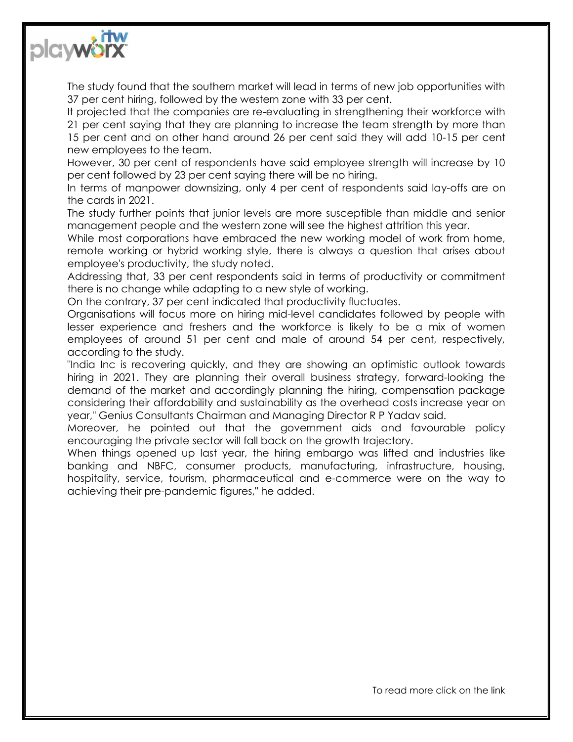The study found that the southern market will lead in terms of new job opportunities with 37 per cent hiring, followed by the western zone with 33 per cent.

It projected that the companies are re-evaluating in strengthening their workforce with 21 per cent saying that they are planning to increase the team strength by more than 15 per cent and on other hand around 26 per cent said they will add 10-15 per cent new employees to the team.

However, 30 per cent of respondents have said employee strength will increase by 10 per cent followed by 23 per cent saying there will be no hiring.

In terms of manpower downsizing, only 4 per cent of respondents said lay-offs are on the cards in 2021.

The study further points that junior levels are more susceptible than middle and senior management people and the western zone will see the highest attrition this year.

While most corporations have embraced the new working model of work from home, remote working or hybrid working style, there is always a question that arises about employee's productivity, the study noted.

Addressing that, 33 per cent respondents said in terms of productivity or commitment there is no change while adapting to a new style of working.

On the contrary, 37 per cent indicated that productivity fluctuates.

Organisations will focus more on hiring mid-level candidates followed by people with lesser experience and freshers and the workforce is likely to be a mix of women employees of around 51 per cent and male of around 54 per cent, respectively, according to the study.

"India Inc is recovering quickly, and they are showing an optimistic outlook towards hiring in 2021. They are planning their overall business strategy, forward-looking the demand of the market and accordingly planning the hiring, compensation package considering their affordability and sustainability as the overhead costs increase year on year," Genius Consultants Chairman and Managing Director R P Yadav said.

Moreover, he pointed out that the government aids and favourable policy encouraging the private sector will fall back on the growth trajectory.

When things opened up last year, the hiring embargo was lifted and industries like banking and NBFC, consumer products, manufacturing, infrastructure, housing, hospitality, service, tourism, pharmaceutical and e-commerce were on the way to achieving their pre-pandemic figures," he added.

To read more click on the link